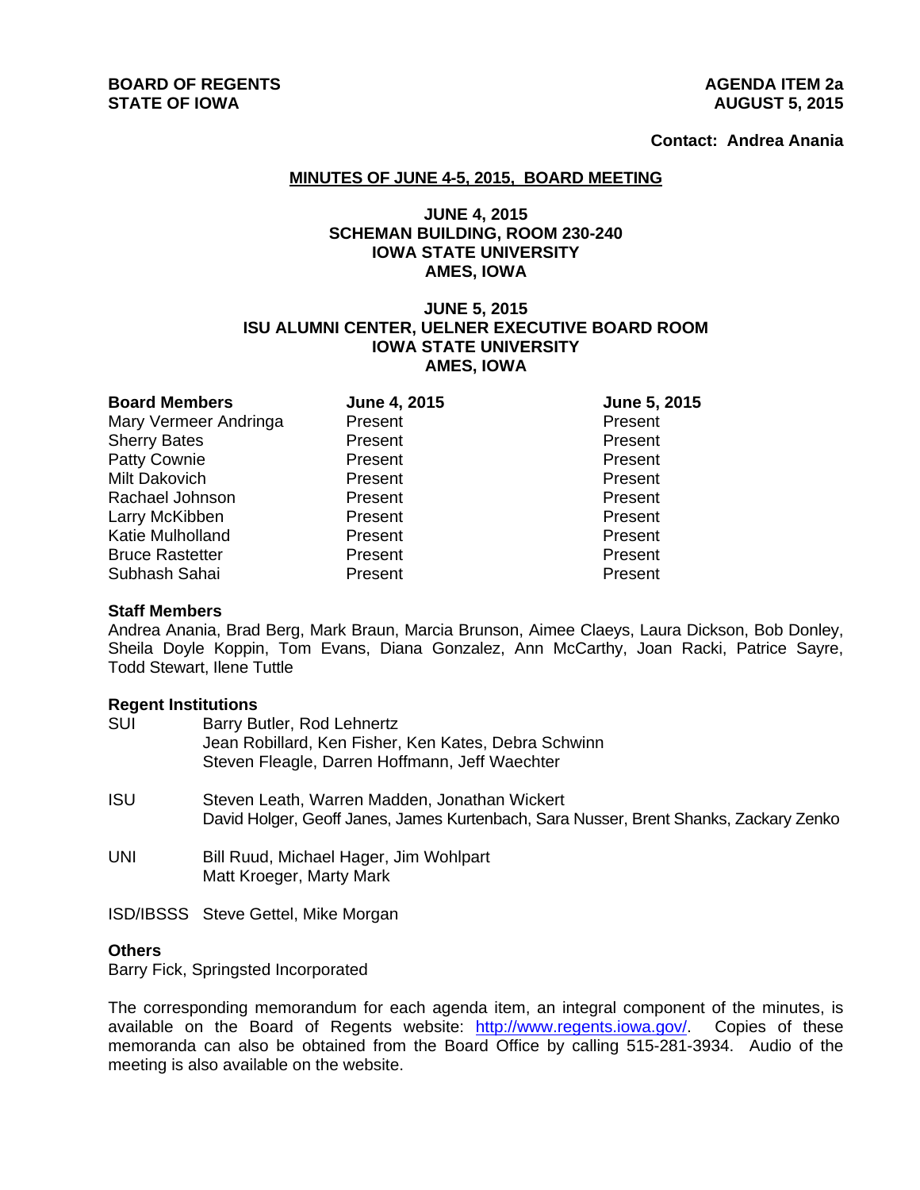**BOARD OF REGENTS**
**STATE OF IOWA**

**AGENDA ITEM 2a**
**AUGUST 5, 2015**

**Contact: Andrea Anania**

## MINUTES OF JUNE 4-5, 2015, BOARD MEETING

**JUNE 4, 2015**
**SCHEMAN BUILDING, ROOM 230-240**
**IOWA STATE UNIVERSITY**
**AMES, IOWA**

**JUNE 5, 2015**
**ISU ALUMNI CENTER, UELNER EXECUTIVE BOARD ROOM**
**IOWA STATE UNIVERSITY**
**AMES, IOWA**

| Board Members | June 4, 2015 | June 5, 2015 |
|---|---|---|
| Mary Vermeer Andringa | Present | Present |
| Sherry Bates | Present | Present |
| Patty Cownie | Present | Present |
| Milt Dakovich | Present | Present |
| Rachael Johnson | Present | Present |
| Larry McKibben | Present | Present |
| Katie Mulholland | Present | Present |
| Bruce Rastetter | Present | Present |
| Subhash Sahai | Present | Present |

**Staff Members**
Andrea Anania, Brad Berg, Mark Braun, Marcia Brunson, Aimee Claeys, Laura Dickson, Bob Donley, Sheila Doyle Koppin, Tom Evans, Diana Gonzalez, Ann McCarthy, Joan Racki, Patrice Sayre, Todd Stewart, Ilene Tuttle

**Regent Institutions**

SUI — Barry Butler, Rod Lehnertz
Jean Robillard, Ken Fisher, Ken Kates, Debra Schwinn
Steven Fleagle, Darren Hoffmann, Jeff Waechter

ISU — Steven Leath, Warren Madden, Jonathan Wickert
David Holger, Geoff Janes, James Kurtenbach, Sara Nusser, Brent Shanks, Zackary Zenko

UNI — Bill Ruud, Michael Hager, Jim Wohlpart
Matt Kroeger, Marty Mark

ISD/IBSSS — Steve Gettel, Mike Morgan

**Others**
Barry Fick, Springsted Incorporated

The corresponding memorandum for each agenda item, an integral component of the minutes, is available on the Board of Regents website: http://www.regents.iowa.gov/. Copies of these memoranda can also be obtained from the Board Office by calling 515-281-3934. Audio of the meeting is also available on the website.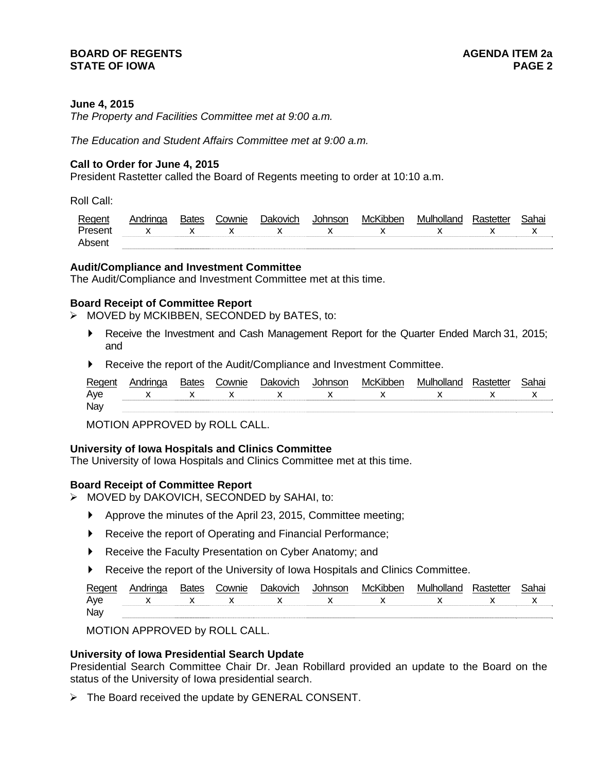**June 4, 2015**

*The Property and Facilities Committee met at 9:00 a.m.*

*The Education and Student Affairs Committee met at 9:00 a.m.*

**Call to Order for June 4, 2015**

President Rastetter called the Board of Regents meeting to order at 10:10 a.m.

Roll Call:

| Regent | Andringa | Bates | Cownie | Dakovich | Johnson | McKibben | Mulholland | Rastetter | Sahai |
|---|---|---|---|---|---|---|---|---|---|
| Present | x | x | x | x | x | x | x | x | x |
| Absent | | | | | | | | | |

**Audit/Compliance and Investment Committee**

The Audit/Compliance and Investment Committee met at this time.

**Board Receipt of Committee Report**

- MOVED by MCKIBBEN, SECONDED by BATES, to:
  - Receive the Investment and Cash Management Report for the Quarter Ended March 31, 2015; and
  - Receive the report of the Audit/Compliance and Investment Committee.

| Regent | Andringa | Bates | Cownie | Dakovich | Johnson | McKibben | Mulholland | Rastetter | Sahai |
|---|---|---|---|---|---|---|---|---|---|
| Aye | x | x | x | x | x | x | x | x | x |
| Nay | | | | | | | | | |

MOTION APPROVED by ROLL CALL.

**University of Iowa Hospitals and Clinics Committee**

The University of Iowa Hospitals and Clinics Committee met at this time.

**Board Receipt of Committee Report**

- MOVED by DAKOVICH, SECONDED by SAHAI, to:
  - Approve the minutes of the April 23, 2015, Committee meeting;
  - Receive the report of Operating and Financial Performance;
  - Receive the Faculty Presentation on Cyber Anatomy; and
  - Receive the report of the University of Iowa Hospitals and Clinics Committee.

| Regent | Andringa | Bates | Cownie | Dakovich | Johnson | McKibben | Mulholland | Rastetter | Sahai |
|---|---|---|---|---|---|---|---|---|---|
| Aye | x | x | x | x | x | x | x | x | x |
| Nay | | | | | | | | | |

MOTION APPROVED by ROLL CALL.

**University of Iowa Presidential Search Update**

Presidential Search Committee Chair Dr. Jean Robillard provided an update to the Board on the status of the University of Iowa presidential search.

- The Board received the update by GENERAL CONSENT.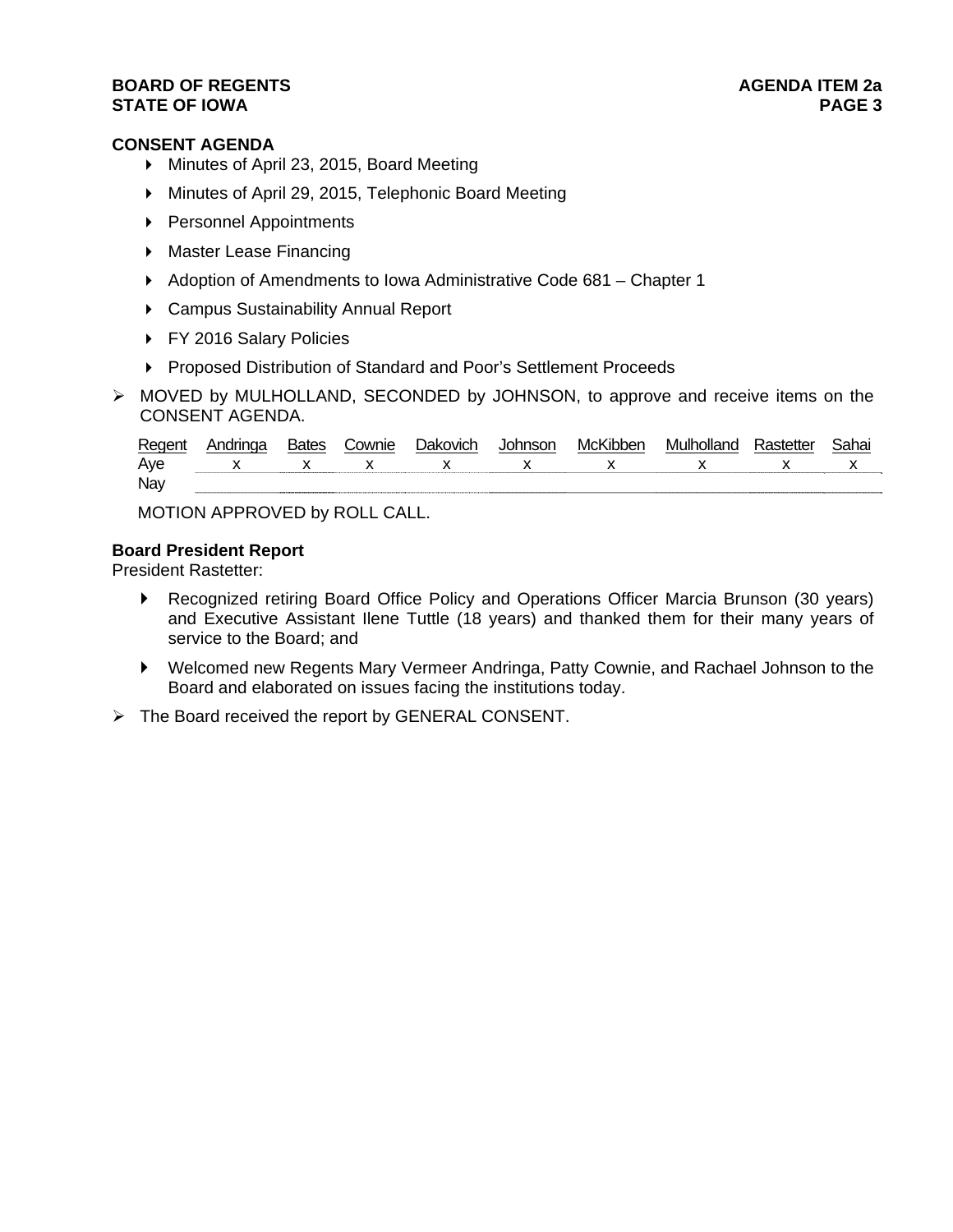**CONSENT AGENDA**

- Minutes of April 23, 2015, Board Meeting
- Minutes of April 29, 2015, Telephonic Board Meeting
- Personnel Appointments
- Master Lease Financing
- Adoption of Amendments to Iowa Administrative Code 681 – Chapter 1
- Campus Sustainability Annual Report
- FY 2016 Salary Policies
- Proposed Distribution of Standard and Poor's Settlement Proceeds

➢ MOVED by MULHOLLAND, SECONDED by JOHNSON, to approve and receive items on the CONSENT AGENDA.

| Regent | Andringa | Bates | Cownie | Dakovich | Johnson | McKibben | Mulholland | Rastetter | Sahai |
|---|---|---|---|---|---|---|---|---|---|
| Aye | x | x | x | x | x | x | x | x | x |
| Nay | | | | | | | | | |

MOTION APPROVED by ROLL CALL.

**Board President Report**
President Rastetter:

- Recognized retiring Board Office Policy and Operations Officer Marcia Brunson (30 years) and Executive Assistant Ilene Tuttle (18 years) and thanked them for their many years of service to the Board; and
- Welcomed new Regents Mary Vermeer Andringa, Patty Cownie, and Rachael Johnson to the Board and elaborated on issues facing the institutions today.

➢ The Board received the report by GENERAL CONSENT.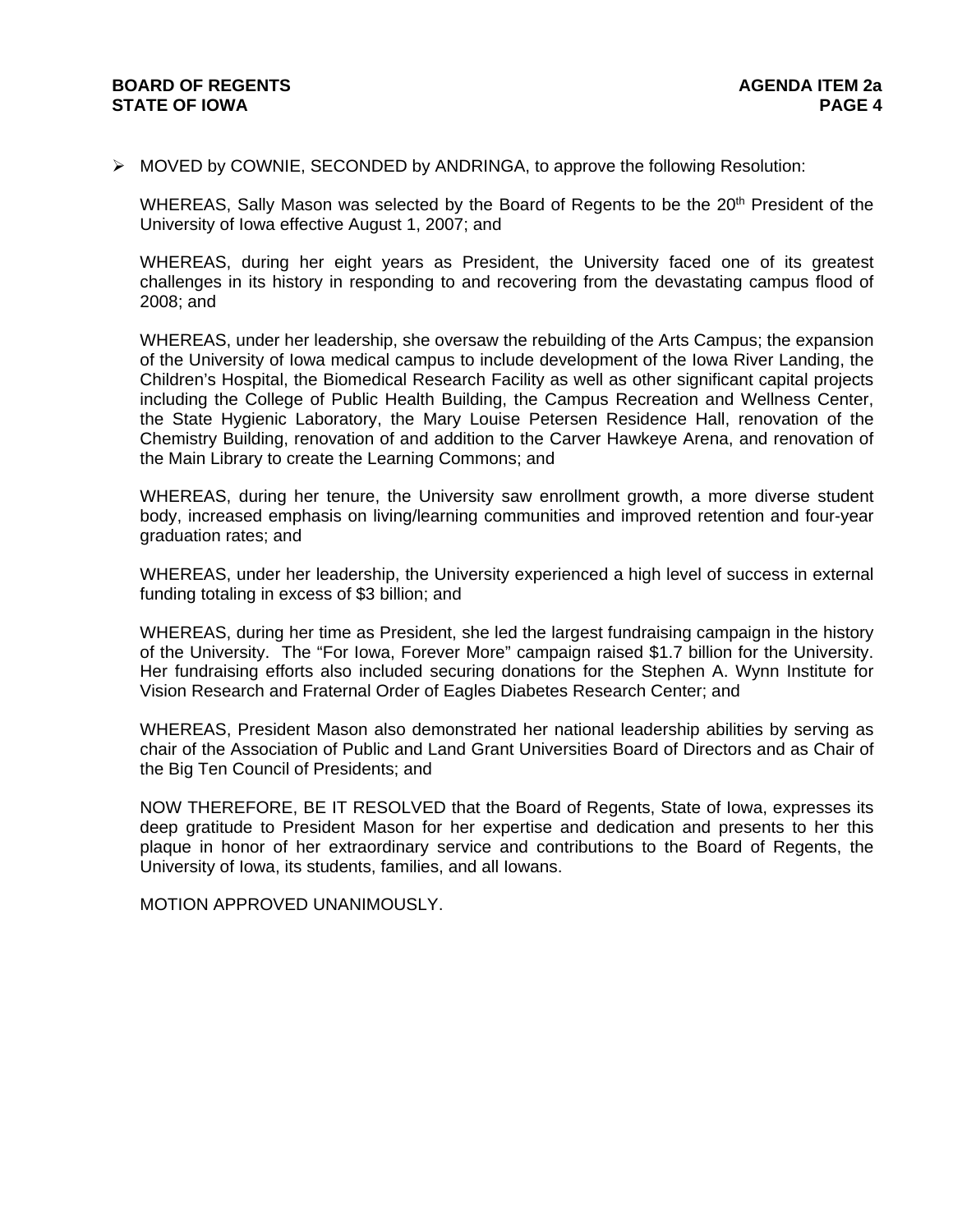- MOVED by COWNIE, SECONDED by ANDRINGA, to approve the following Resolution:

  WHEREAS, Sally Mason was selected by the Board of Regents to be the 20th President of the University of Iowa effective August 1, 2007; and

  WHEREAS, during her eight years as President, the University faced one of its greatest challenges in its history in responding to and recovering from the devastating campus flood of 2008; and

  WHEREAS, under her leadership, she oversaw the rebuilding of the Arts Campus; the expansion of the University of Iowa medical campus to include development of the Iowa River Landing, the Children's Hospital, the Biomedical Research Facility as well as other significant capital projects including the College of Public Health Building, the Campus Recreation and Wellness Center, the State Hygienic Laboratory, the Mary Louise Petersen Residence Hall, renovation of the Chemistry Building, renovation of and addition to the Carver Hawkeye Arena, and renovation of the Main Library to create the Learning Commons; and

  WHEREAS, during her tenure, the University saw enrollment growth, a more diverse student body, increased emphasis on living/learning communities and improved retention and four-year graduation rates; and

  WHEREAS, under her leadership, the University experienced a high level of success in external funding totaling in excess of $3 billion; and

  WHEREAS, during her time as President, she led the largest fundraising campaign in the history of the University. The "For Iowa, Forever More" campaign raised $1.7 billion for the University. Her fundraising efforts also included securing donations for the Stephen A. Wynn Institute for Vision Research and Fraternal Order of Eagles Diabetes Research Center; and

  WHEREAS, President Mason also demonstrated her national leadership abilities by serving as chair of the Association of Public and Land Grant Universities Board of Directors and as Chair of the Big Ten Council of Presidents; and

  NOW THEREFORE, BE IT RESOLVED that the Board of Regents, State of Iowa, expresses its deep gratitude to President Mason for her expertise and dedication and presents to her this plaque in honor of her extraordinary service and contributions to the Board of Regents, the University of Iowa, its students, families, and all Iowans.

  MOTION APPROVED UNANIMOUSLY.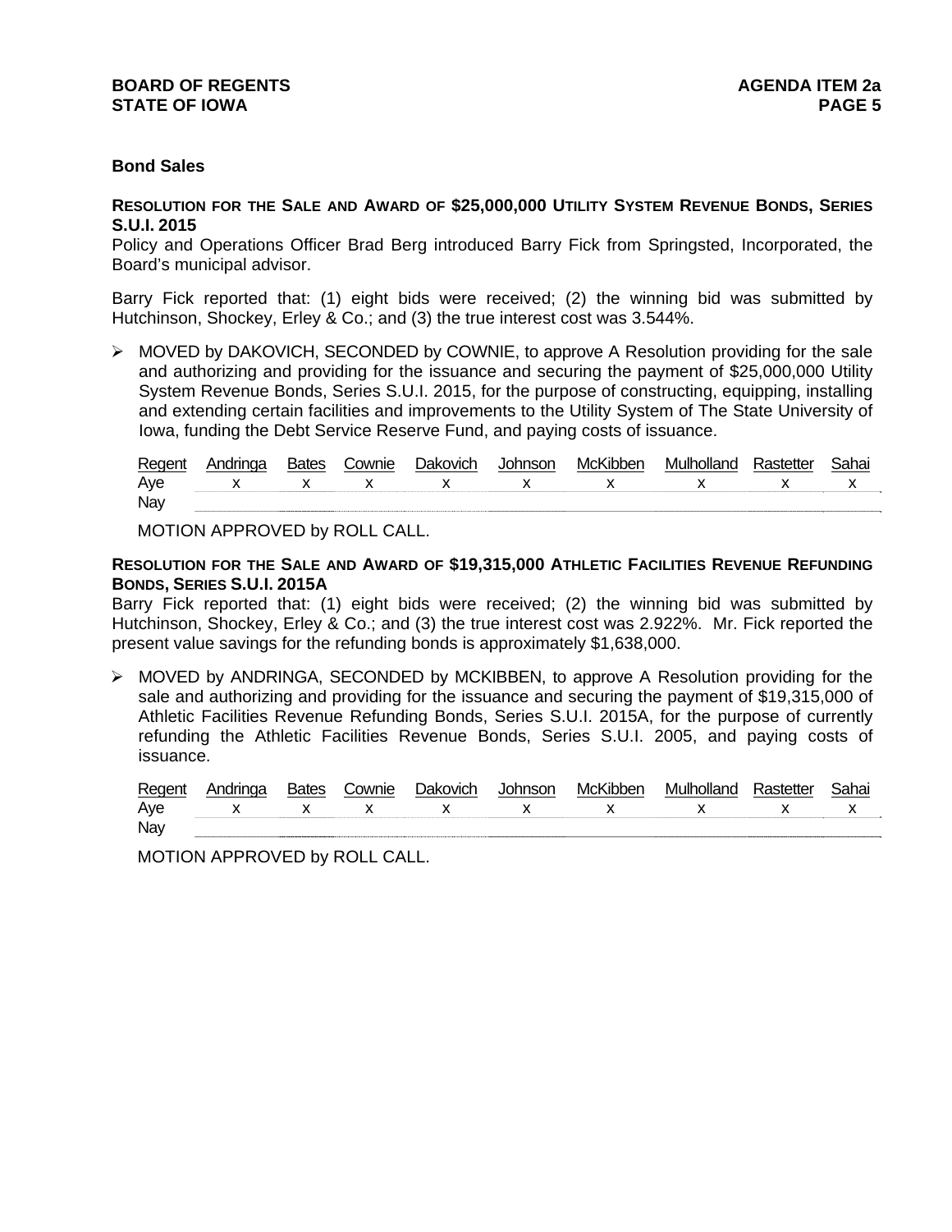## Bond Sales

**RESOLUTION FOR THE SALE AND AWARD OF $25,000,000 UTILITY SYSTEM REVENUE BONDS, SERIES S.U.I. 2015**

Policy and Operations Officer Brad Berg introduced Barry Fick from Springsted, Incorporated, the Board's municipal advisor.

Barry Fick reported that: (1) eight bids were received; (2) the winning bid was submitted by Hutchinson, Shockey, Erley & Co.; and (3) the true interest cost was 3.544%.

- MOVED by DAKOVICH, SECONDED by COWNIE, to approve A Resolution providing for the sale and authorizing and providing for the issuance and securing the payment of $25,000,000 Utility System Revenue Bonds, Series S.U.I. 2015, for the purpose of constructing, equipping, installing and extending certain facilities and improvements to the Utility System of The State University of Iowa, funding the Debt Service Reserve Fund, and paying costs of issuance.

| Regent | Andringa | Bates | Cownie | Dakovich | Johnson | McKibben | Mulholland | Rastetter | Sahai |
|---|---|---|---|---|---|---|---|---|---|
| Aye | x | x | x | x | x | x | x | x | x |
| Nay | | | | | | | | | |

MOTION APPROVED by ROLL CALL.

**RESOLUTION FOR THE SALE AND AWARD OF $19,315,000 ATHLETIC FACILITIES REVENUE REFUNDING BONDS, SERIES S.U.I. 2015A**

Barry Fick reported that: (1) eight bids were received; (2) the winning bid was submitted by Hutchinson, Shockey, Erley & Co.; and (3) the true interest cost was 2.922%. Mr. Fick reported the present value savings for the refunding bonds is approximately $1,638,000.

- MOVED by ANDRINGA, SECONDED by MCKIBBEN, to approve A Resolution providing for the sale and authorizing and providing for the issuance and securing the payment of $19,315,000 of Athletic Facilities Revenue Refunding Bonds, Series S.U.I. 2015A, for the purpose of currently refunding the Athletic Facilities Revenue Bonds, Series S.U.I. 2005, and paying costs of issuance.

| Regent | Andringa | Bates | Cownie | Dakovich | Johnson | McKibben | Mulholland | Rastetter | Sahai |
|---|---|---|---|---|---|---|---|---|---|
| Aye | x | x | x | x | x | x | x | x | x |
| Nay | | | | | | | | | |

MOTION APPROVED by ROLL CALL.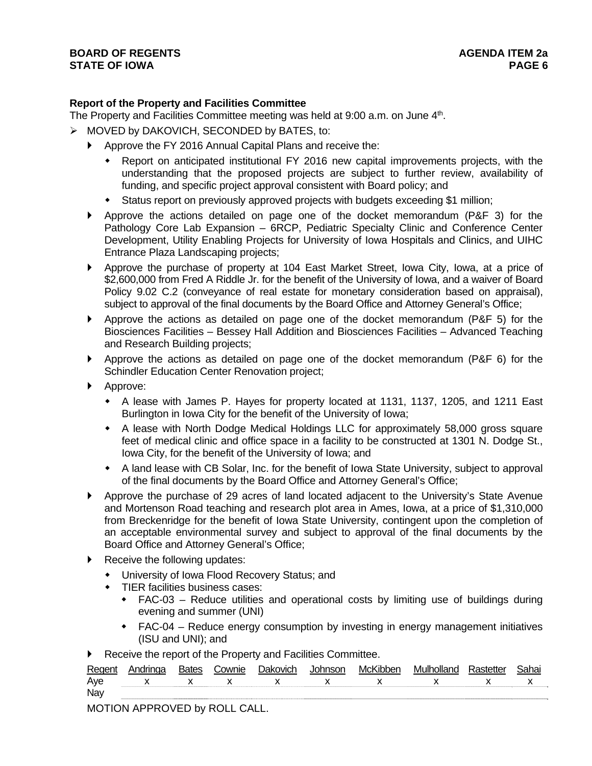**Report of the Property and Facilities Committee**

The Property and Facilities Committee meeting was held at 9:00 a.m. on June 4th.

- MOVED by DAKOVICH, SECONDED by BATES, to:
  - Approve the FY 2016 Annual Capital Plans and receive the:
    - Report on anticipated institutional FY 2016 new capital improvements projects, with the understanding that the proposed projects are subject to further review, availability of funding, and specific project approval consistent with Board policy; and
    - Status report on previously approved projects with budgets exceeding $1 million;
  - Approve the actions detailed on page one of the docket memorandum (P&F 3) for the Pathology Core Lab Expansion – 6RCP, Pediatric Specialty Clinic and Conference Center Development, Utility Enabling Projects for University of Iowa Hospitals and Clinics, and UIHC Entrance Plaza Landscaping projects;
  - Approve the purchase of property at 104 East Market Street, Iowa City, Iowa, at a price of $2,600,000 from Fred A Riddle Jr. for the benefit of the University of Iowa, and a waiver of Board Policy 9.02 C.2 (conveyance of real estate for monetary consideration based on appraisal), subject to approval of the final documents by the Board Office and Attorney General's Office;
  - Approve the actions as detailed on page one of the docket memorandum (P&F 5) for the Biosciences Facilities – Bessey Hall Addition and Biosciences Facilities – Advanced Teaching and Research Building projects;
  - Approve the actions as detailed on page one of the docket memorandum (P&F 6) for the Schindler Education Center Renovation project;
  - Approve:
    - A lease with James P. Hayes for property located at 1131, 1137, 1205, and 1211 East Burlington in Iowa City for the benefit of the University of Iowa;
    - A lease with North Dodge Medical Holdings LLC for approximately 58,000 gross square feet of medical clinic and office space in a facility to be constructed at 1301 N. Dodge St., Iowa City, for the benefit of the University of Iowa; and
    - A land lease with CB Solar, Inc. for the benefit of Iowa State University, subject to approval of the final documents by the Board Office and Attorney General's Office;
  - Approve the purchase of 29 acres of land located adjacent to the University's State Avenue and Mortenson Road teaching and research plot area in Ames, Iowa, at a price of $1,310,000 from Breckenridge for the benefit of Iowa State University, contingent upon the completion of an acceptable environmental survey and subject to approval of the final documents by the Board Office and Attorney General's Office;
  - Receive the following updates:
    - University of Iowa Flood Recovery Status; and
    - TIER facilities business cases:
      - FAC-03 – Reduce utilities and operational costs by limiting use of buildings during evening and summer (UNI)
      - FAC-04 – Reduce energy consumption by investing in energy management initiatives (ISU and UNI); and
  - Receive the report of the Property and Facilities Committee.

| Regent | Andringa | Bates | Cownie | Dakovich | Johnson | McKibben | Mulholland | Rastetter | Sahai |
|---|---|---|---|---|---|---|---|---|---|
| Aye | x | x | x | x | x | x | x | x | x |
| Nay | | | | | | | | | |

MOTION APPROVED by ROLL CALL.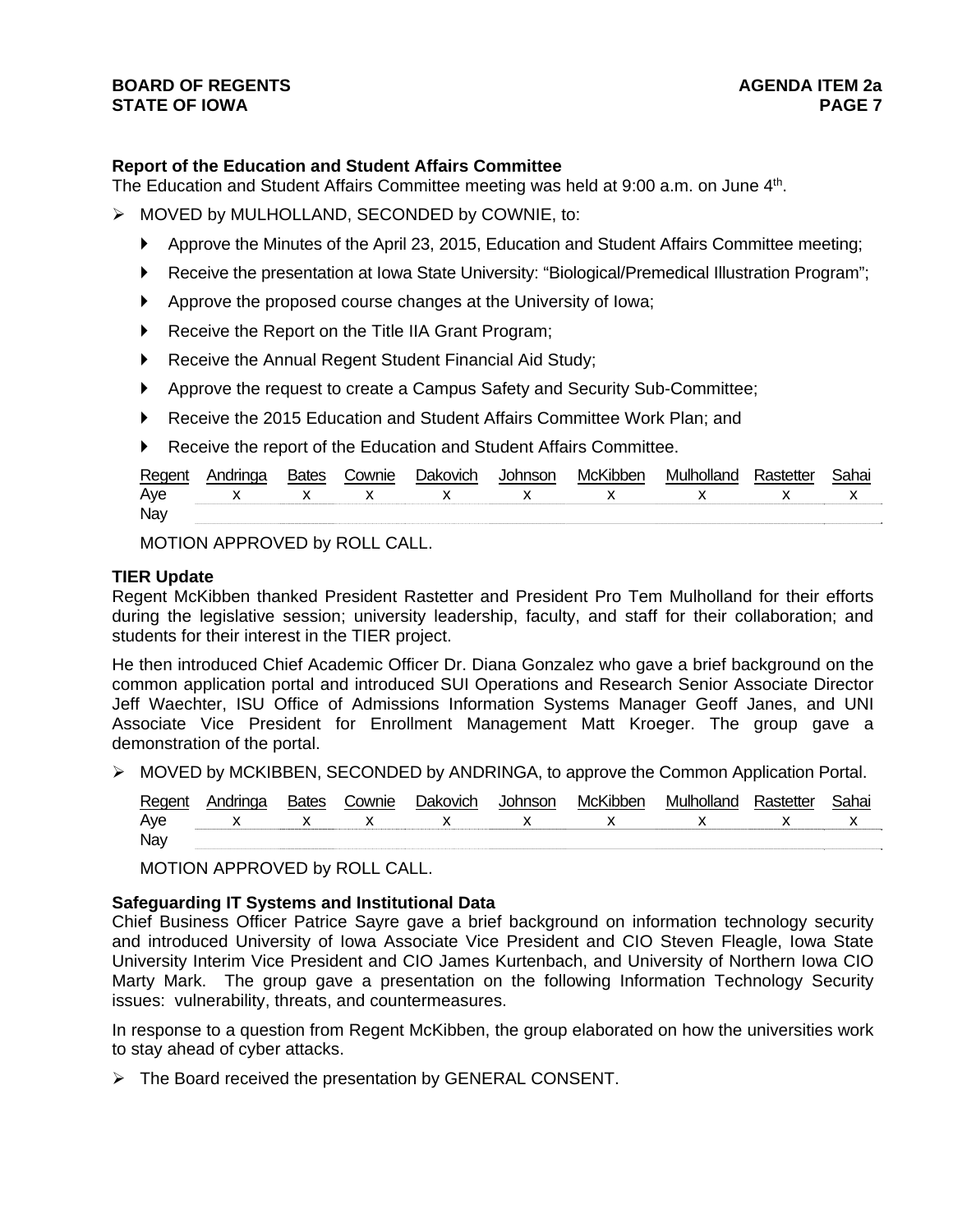**Report of the Education and Student Affairs Committee**
The Education and Student Affairs Committee meeting was held at 9:00 a.m. on June 4th.

- MOVED by MULHOLLAND, SECONDED by COWNIE, to:
  - Approve the Minutes of the April 23, 2015, Education and Student Affairs Committee meeting;
  - Receive the presentation at Iowa State University: "Biological/Premedical Illustration Program";
  - Approve the proposed course changes at the University of Iowa;
  - Receive the Report on the Title IIA Grant Program;
  - Receive the Annual Regent Student Financial Aid Study;
  - Approve the request to create a Campus Safety and Security Sub-Committee;
  - Receive the 2015 Education and Student Affairs Committee Work Plan; and
  - Receive the report of the Education and Student Affairs Committee.

| Regent | Andringa | Bates | Cownie | Dakovich | Johnson | McKibben | Mulholland | Rastetter | Sahai |
|---|---|---|---|---|---|---|---|---|---|
| Aye | x | x | x | x | x | x | x | x | x |
| Nay | | | | | | | | | |

MOTION APPROVED by ROLL CALL.

**TIER Update**
Regent McKibben thanked President Rastetter and President Pro Tem Mulholland for their efforts during the legislative session; university leadership, faculty, and staff for their collaboration; and students for their interest in the TIER project.

He then introduced Chief Academic Officer Dr. Diana Gonzalez who gave a brief background on the common application portal and introduced SUI Operations and Research Senior Associate Director Jeff Waechter, ISU Office of Admissions Information Systems Manager Geoff Janes, and UNI Associate Vice President for Enrollment Management Matt Kroeger. The group gave a demonstration of the portal.

- MOVED by MCKIBBEN, SECONDED by ANDRINGA, to approve the Common Application Portal.

| Regent | Andringa | Bates | Cownie | Dakovich | Johnson | McKibben | Mulholland | Rastetter | Sahai |
|---|---|---|---|---|---|---|---|---|---|
| Aye | x | x | x | x | x | x | x | x | x |
| Nay | | | | | | | | | |

MOTION APPROVED by ROLL CALL.

**Safeguarding IT Systems and Institutional Data**
Chief Business Officer Patrice Sayre gave a brief background on information technology security and introduced University of Iowa Associate Vice President and CIO Steven Fleagle, Iowa State University Interim Vice President and CIO James Kurtenbach, and University of Northern Iowa CIO Marty Mark. The group gave a presentation on the following Information Technology Security issues: vulnerability, threats, and countermeasures.

In response to a question from Regent McKibben, the group elaborated on how the universities work to stay ahead of cyber attacks.

- The Board received the presentation by GENERAL CONSENT.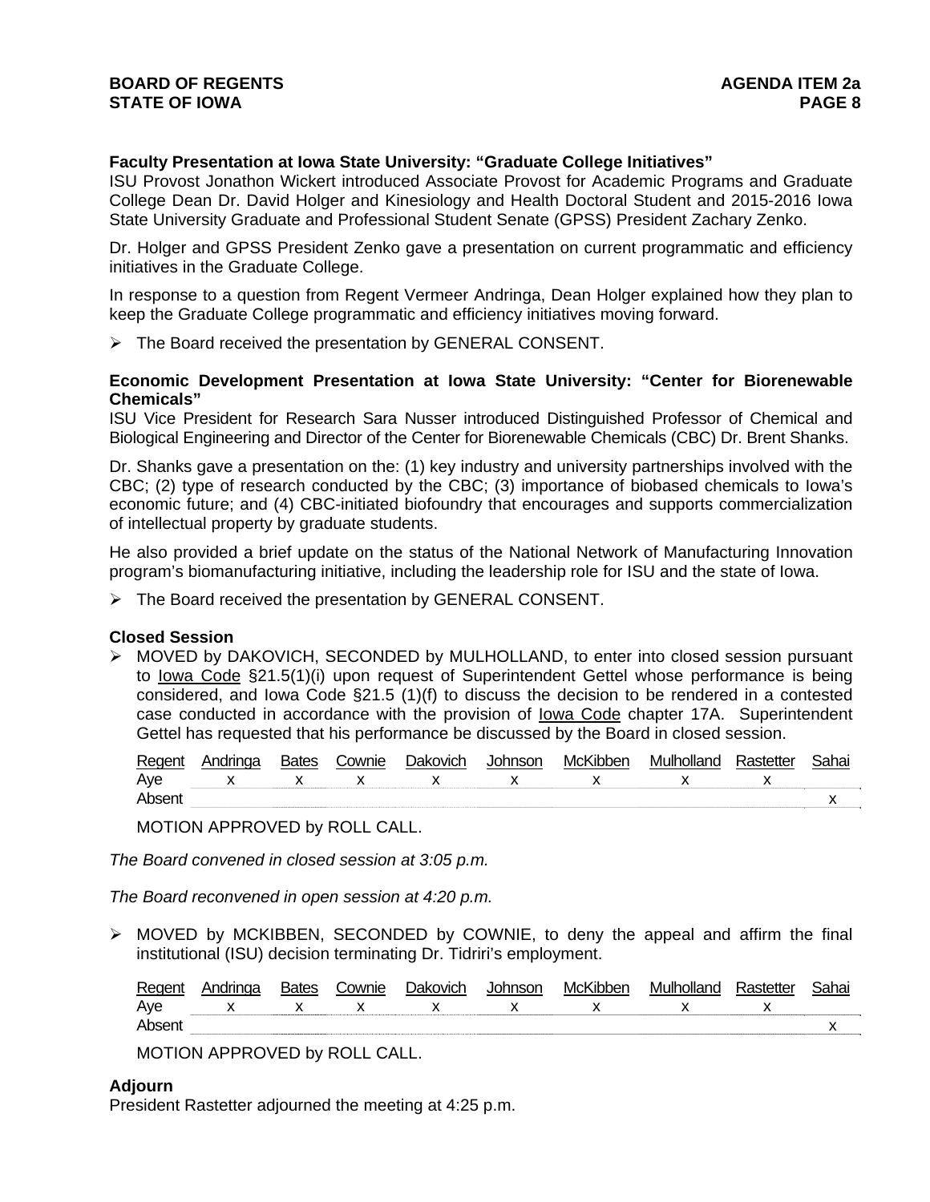**Faculty Presentation at Iowa State University: "Graduate College Initiatives"**
ISU Provost Jonathon Wickert introduced Associate Provost for Academic Programs and Graduate College Dean Dr. David Holger and Kinesiology and Health Doctoral Student and 2015-2016 Iowa State University Graduate and Professional Student Senate (GPSS) President Zachary Zenko.

Dr. Holger and GPSS President Zenko gave a presentation on current programmatic and efficiency initiatives in the Graduate College.

In response to a question from Regent Vermeer Andringa, Dean Holger explained how they plan to keep the Graduate College programmatic and efficiency initiatives moving forward.

- The Board received the presentation by GENERAL CONSENT.

**Economic Development Presentation at Iowa State University: "Center for Biorenewable Chemicals"**
ISU Vice President for Research Sara Nusser introduced Distinguished Professor of Chemical and Biological Engineering and Director of the Center for Biorenewable Chemicals (CBC) Dr. Brent Shanks.

Dr. Shanks gave a presentation on the: (1) key industry and university partnerships involved with the CBC; (2) type of research conducted by the CBC; (3) importance of biobased chemicals to Iowa's economic future; and (4) CBC-initiated biofoundry that encourages and supports commercialization of intellectual property by graduate students.

He also provided a brief update on the status of the National Network of Manufacturing Innovation program's biomanufacturing initiative, including the leadership role for ISU and the state of Iowa.

- The Board received the presentation by GENERAL CONSENT.

**Closed Session**

- MOVED by DAKOVICH, SECONDED by MULHOLLAND, to enter into closed session pursuant to Iowa Code §21.5(1)(i) upon request of Superintendent Gettel whose performance is being considered, and Iowa Code §21.5 (1)(f) to discuss the decision to be rendered in a contested case conducted in accordance with the provision of Iowa Code chapter 17A. Superintendent Gettel has requested that his performance be discussed by the Board in closed session.

| Regent | Andringa | Bates | Cownie | Dakovich | Johnson | McKibben | Mulholland | Rastetter | Sahai |
|---|---|---|---|---|---|---|---|---|---|
| Aye | x | x | x | x | x | x | x | x | |
| Absent | | | | | | | | | x |

MOTION APPROVED by ROLL CALL.

*The Board convened in closed session at 3:05 p.m.*

*The Board reconvened in open session at 4:20 p.m.*

- MOVED by MCKIBBEN, SECONDED by COWNIE, to deny the appeal and affirm the final institutional (ISU) decision terminating Dr. Tidriri's employment.

| Regent | Andringa | Bates | Cownie | Dakovich | Johnson | McKibben | Mulholland | Rastetter | Sahai |
|---|---|---|---|---|---|---|---|---|---|
| Aye | x | x | x | x | x | x | x | x | |
| Absent | | | | | | | | | x |

MOTION APPROVED by ROLL CALL.

**Adjourn**
President Rastetter adjourned the meeting at 4:25 p.m.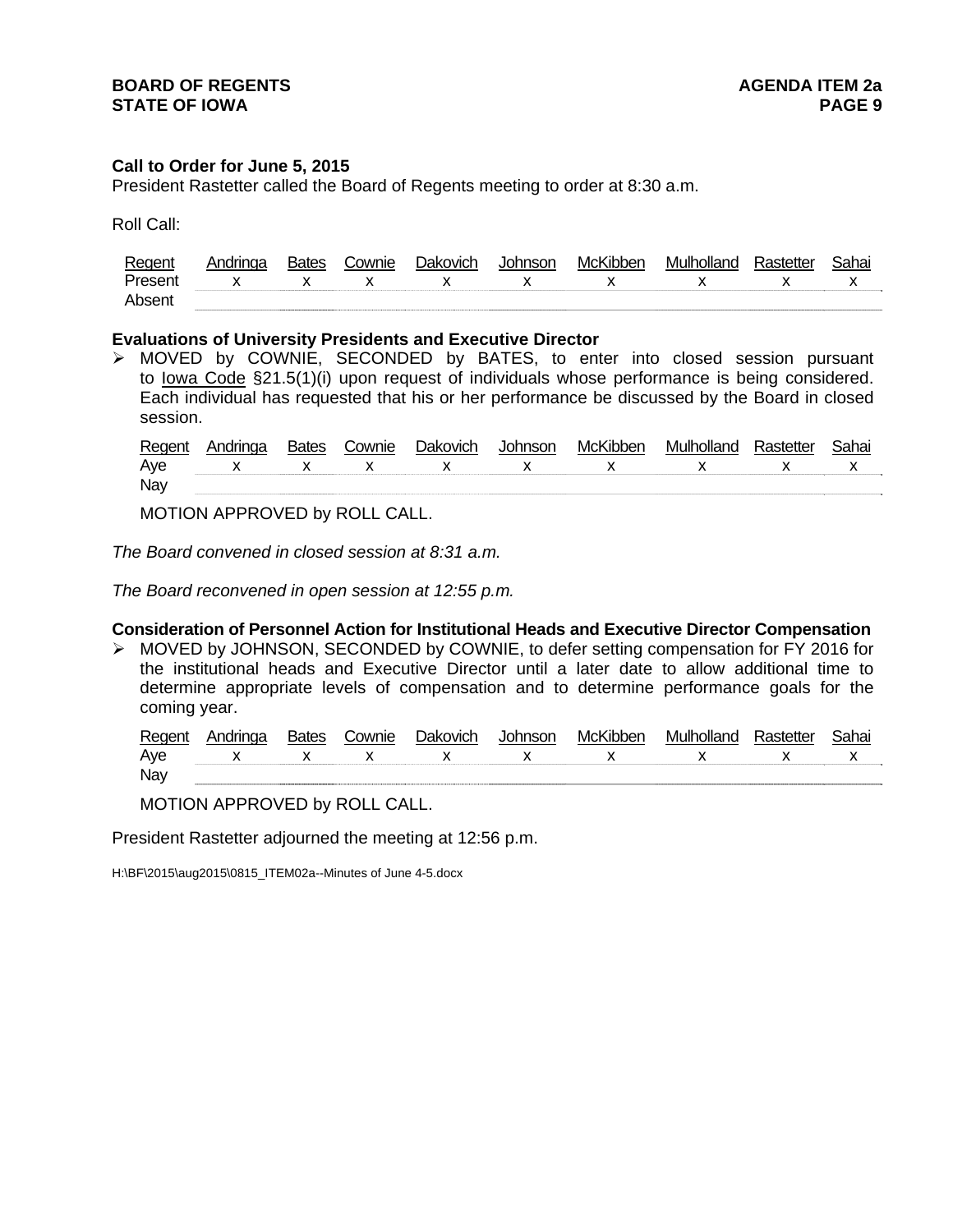**Call to Order for June 5, 2015**

President Rastetter called the Board of Regents meeting to order at 8:30 a.m.

Roll Call:

| Regent | Andringa | Bates | Cownie | Dakovich | Johnson | McKibben | Mulholland | Rastetter | Sahai |
|---|---|---|---|---|---|---|---|---|---|
| Present | x | x | x | x | x | x | x | x | x |
| Absent | | | | | | | | | |

**Evaluations of University Presidents and Executive Director**

- MOVED by COWNIE, SECONDED by BATES, to enter into closed session pursuant to Iowa Code §21.5(1)(i) upon request of individuals whose performance is being considered. Each individual has requested that his or her performance be discussed by the Board in closed session.

| Regent | Andringa | Bates | Cownie | Dakovich | Johnson | McKibben | Mulholland | Rastetter | Sahai |
|---|---|---|---|---|---|---|---|---|---|
| Aye | x | x | x | x | x | x | x | x | x |
| Nay | | | | | | | | | |

MOTION APPROVED by ROLL CALL.

*The Board convened in closed session at 8:31 a.m.*

*The Board reconvened in open session at 12:55 p.m.*

**Consideration of Personnel Action for Institutional Heads and Executive Director Compensation**

- MOVED by JOHNSON, SECONDED by COWNIE, to defer setting compensation for FY 2016 for the institutional heads and Executive Director until a later date to allow additional time to determine appropriate levels of compensation and to determine performance goals for the coming year.

| Regent | Andringa | Bates | Cownie | Dakovich | Johnson | McKibben | Mulholland | Rastetter | Sahai |
|---|---|---|---|---|---|---|---|---|---|
| Aye | x | x | x | x | x | x | x | x | x |
| Nay | | | | | | | | | |

MOTION APPROVED by ROLL CALL.

President Rastetter adjourned the meeting at 12:56 p.m.

H:\BF\2015\aug2015\0815_ITEM02a--Minutes of June 4-5.docx